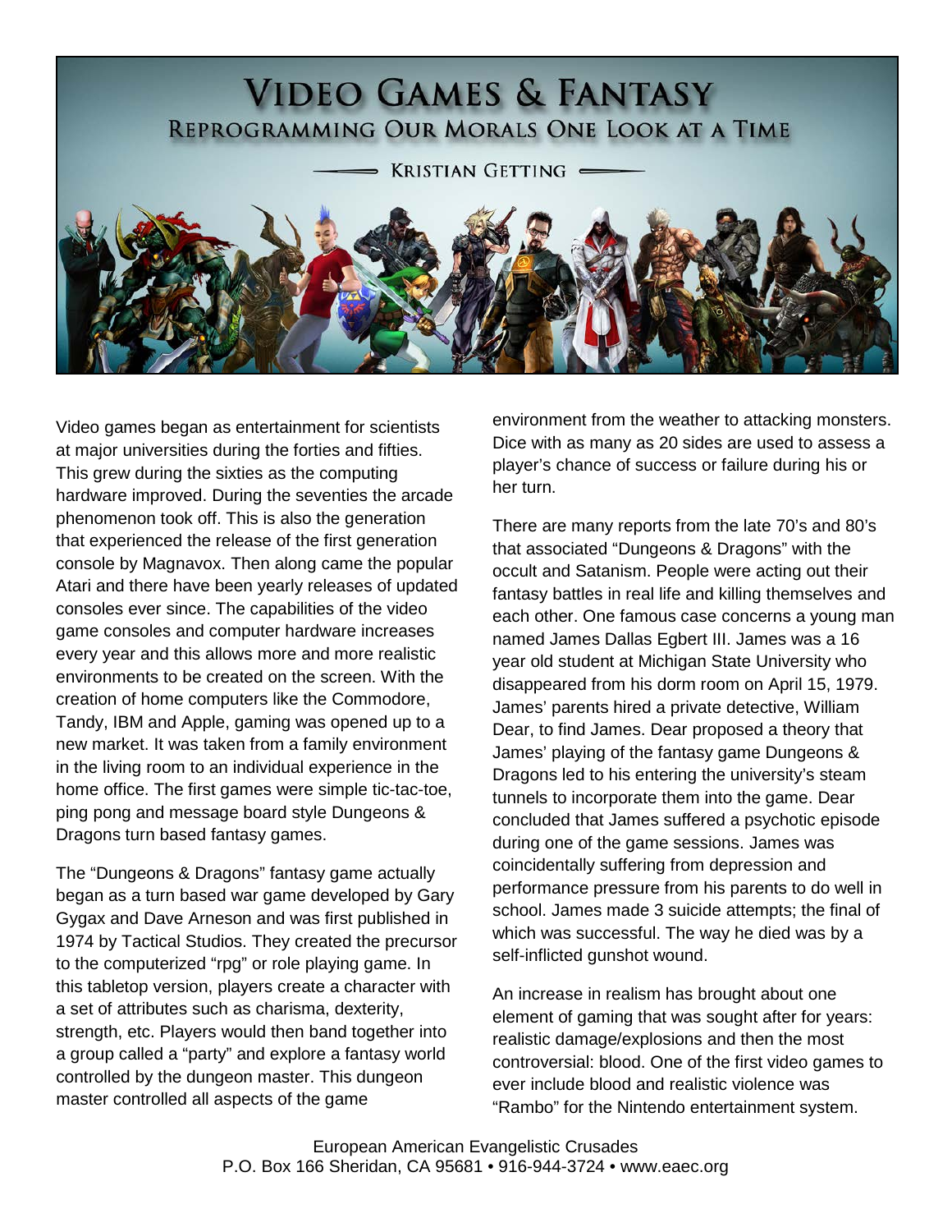# Video Games & Fantasy

## Reprogramming Our Morals One Look at a Time

Kristian Getting

Video games began as entertainment for scientists at major universities during the forties and fifties. This grew during the sixties as the computing hardware improved. During the seventies the arcade phenomenon took off. This is also the generation that experienced the release of the first generation console by Magnavox. Then along came the popular Atari and there have been yearly releases of updated consoles ever since. The capabilities of the video game consoles and computer hardware increases every year and this allows more and more realistic environments to be created on the screen. With the creation of home computers like the Commodore, Tandy, IBM and Apple, gaming was opened up to a new market. It was taken from a family environment in the living room to an individual experience in the home office. The first games were simple tic-tac-toe, ping pong and message board style Dungeons & Dragons turn based fantasy games.

The "Dungeons & Dragons" fantasy game actually began as a turn based war game developed by Gary Gygax and Dave Arneson and was first published in 1974 by Tactical Studios. They created the precursor to the computerized "rpg" or role playing game. In this tabletop version, players create a character with a set of attributes such as charisma, dexterity, strength, etc. Players would then band together into a group called a "party" and explore a fantasy world controlled by the dungeon master. This dungeon master controlled all aspects of the game environment from the weather to attacking monsters. Dice with as many as 20 sides are used to assess a player's chance of success or failure during his or her turn.

There are many reports from the late 70's and 80's that associated "Dungeons & Dragons" with the occult and Satanism. People were acting out their fantasy battles in real life and killing themselves and each other. One famous case concerns a young man named James Dallas Egbert III. James was a 16 year old student at Michigan State University who disappeared from his dorm room on April 15, 1979. James' parents hired a private detective, William Dear, to find James. Dear proposed a theory that James' playing of the fantasy game Dungeons & Dragons led to his entering the university's steam tunnels to incorporate them into the game. Dear concluded that James suffered a psychotic episode during one of the game sessions. James was coincidentally suffering from depression and performance pressure from his parents to do well in school. James made 3 suicide attempts; the final of which was successful. The way he died was by a self-inflicted gunshot wound.

An increase in realism has brought about one element of gaming that was sought after for years: realistic damage/explosions and then the most controversial: blood. One of the first video games to ever include blood and realistic violence was "Rambo" for the Nintendo entertainment system.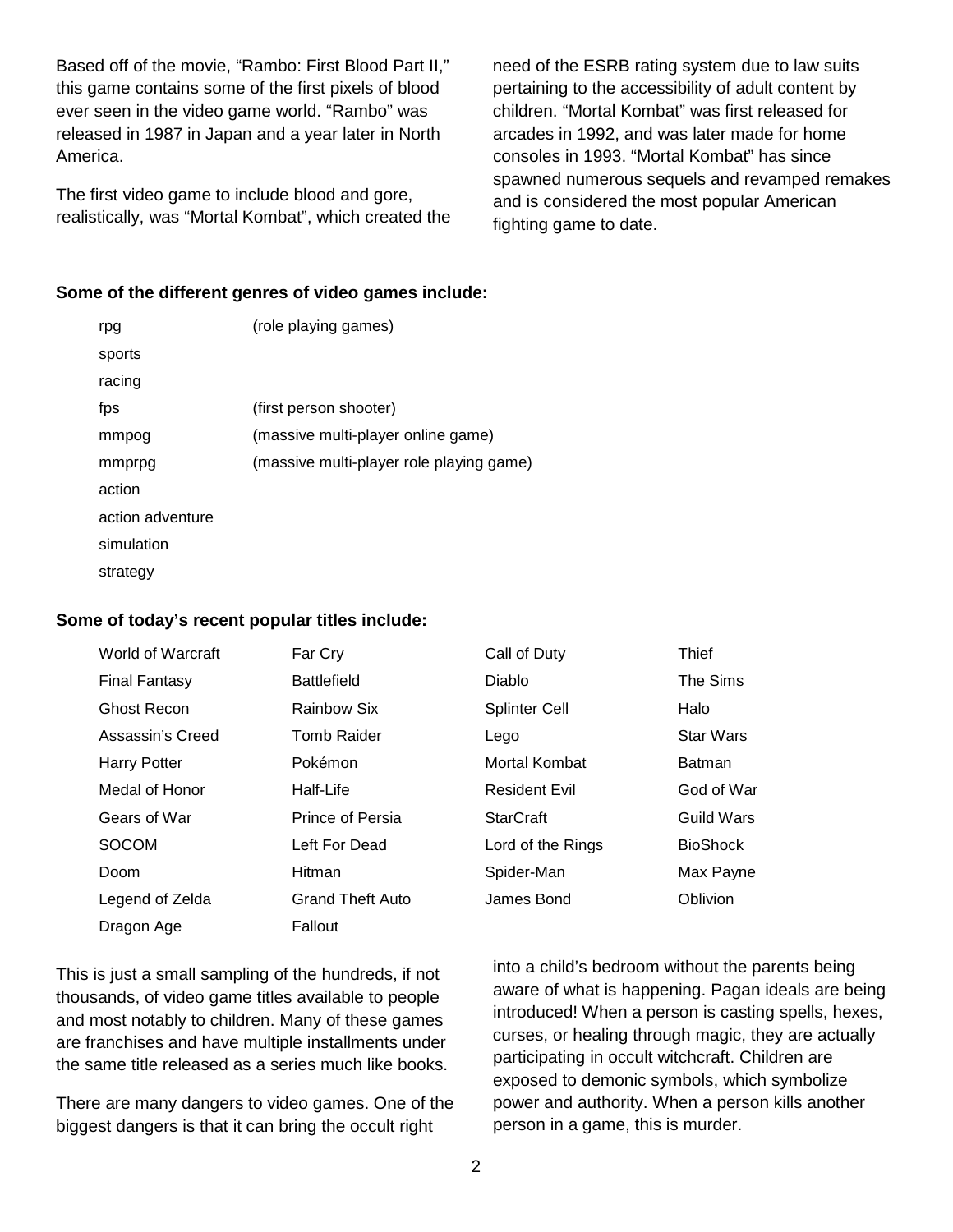Based off of the movie, "Rambo: First Blood Part II," this game contains some of the first pixels of blood ever seen in the video game world. "Rambo" was released in 1987 in Japan and a year later in North America.

The first video game to include blood and gore, realistically, was "Mortal Kombat", which created the need of the ESRB rating system due to law suits pertaining to the accessibility of adult content by children. "Mortal Kombat" was first released for arcades in 1992, and was later made for home consoles in 1993. "Mortal Kombat" has since spawned numerous sequels and revamped remakes and is considered the most popular American fighting game to date.

**Some of the different genres of video games include:**

| | |
|---|---|
| rpg | (role playing games) |
| sports | |
| racing | |
| fps | (first person shooter) |
| mmpog | (massive multi-player online game) |
| mmprpg | (massive multi-player role playing game) |
| action | |
| action adventure | |
| simulation | |
| strategy | |

**Some of today's recent popular titles include:**

| | | | |
|---|---|---|---|
| World of Warcraft | Far Cry | Call of Duty | Thief |
| Final Fantasy | Battlefield | Diablo | The Sims |
| Ghost Recon | Rainbow Six | Splinter Cell | Halo |
| Assassin's Creed | Tomb Raider | Lego | Star Wars |
| Harry Potter | Pokémon | Mortal Kombat | Batman |
| Medal of Honor | Half-Life | Resident Evil | God of War |
| Gears of War | Prince of Persia | StarCraft | Guild Wars |
| SOCOM | Left For Dead | Lord of the Rings | BioShock |
| Doom | Hitman | Spider-Man | Max Payne |
| Legend of Zelda | Grand Theft Auto | James Bond | Oblivion |
| Dragon Age | Fallout | | |

This is just a small sampling of the hundreds, if not thousands, of video game titles available to people and most notably to children. Many of these games are franchises and have multiple installments under the same title released as a series much like books.

There are many dangers to video games. One of the biggest dangers is that it can bring the occult right into a child's bedroom without the parents being aware of what is happening. Pagan ideals are being introduced! When a person is casting spells, hexes, curses, or healing through magic, they are actually participating in occult witchcraft. Children are exposed to demonic symbols, which symbolize power and authority. When a person kills another person in a game, this is murder.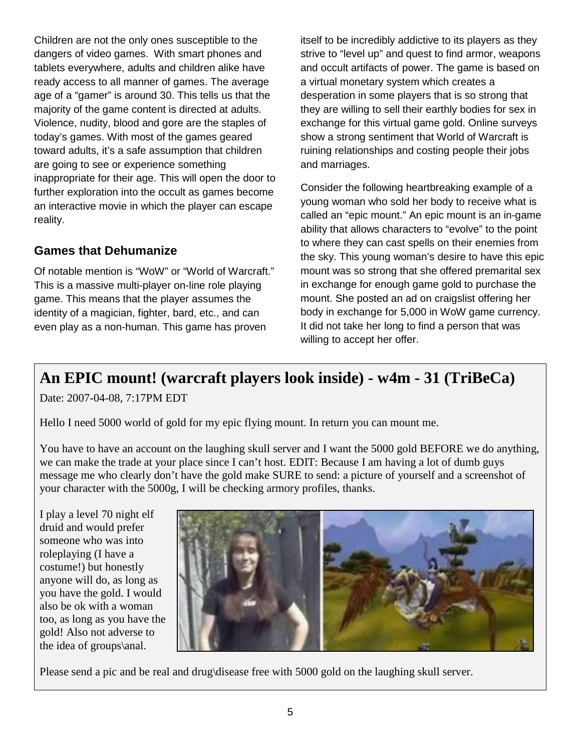Children are not the only ones susceptible to the dangers of video games. With smart phones and tablets everywhere, adults and children alike have ready access to all manner of games. The average age of a "gamer" is around 30. This tells us that the majority of the game content is directed at adults. Violence, nudity, blood and gore are the staples of today's games. With most of the games geared toward adults, it's a safe assumption that children are going to see or experience something inappropriate for their age. This will open the door to further exploration into the occult as games become an interactive movie in which the player can escape reality.

## Games that Dehumanize

Of notable mention is "WoW" or "World of Warcraft." This is a massive multi-player on-line role playing game. This means that the player assumes the identity of a magician, fighter, bard, etc., and can even play as a non-human. This game has proven itself to be incredibly addictive to its players as they strive to "level up" and quest to find armor, weapons and occult artifacts of power. The game is based on a virtual monetary system which creates a desperation in some players that is so strong that they are willing to sell their earthly bodies for sex in exchange for this virtual game gold. Online surveys show a strong sentiment that World of Warcraft is ruining relationships and costing people their jobs and marriages.

Consider the following heartbreaking example of a young woman who sold her body to receive what is called an "epic mount." An epic mount is an in-game ability that allows characters to "evolve" to the point to where they can cast spells on their enemies from the sky. This young woman's desire to have this epic mount was so strong that she offered premarital sex in exchange for enough game gold to purchase the mount. She posted an ad on craigslist offering her body in exchange for 5,000 in WoW game currency. It did not take her long to find a person that was willing to accept her offer.

**An EPIC mount! (warcraft players look inside) - w4m - 31 (TriBeCa)**

Date: 2007-04-08, 7:17PM EDT

Hello I need 5000 world of gold for my epic flying mount. In return you can mount me.

You have to have an account on the laughing skull server and I want the 5000 gold BEFORE we do anything, we can make the trade at your place since I can't host. EDIT: Because I am having a lot of dumb guys message me who clearly don't have the gold make SURE to send: a picture of yourself and a screenshot of your character with the 5000g, I will be checking armory profiles, thanks.

I play a level 70 night elf druid and would prefer someone who was into roleplaying (I have a costume!) but honestly anyone will do, as long as you have the gold. I would also be ok with a woman too, as long as you have the gold! Also not adverse to the idea of groups\anal.

Please send a pic and be real and drug\disease free with 5000 gold on the laughing skull server.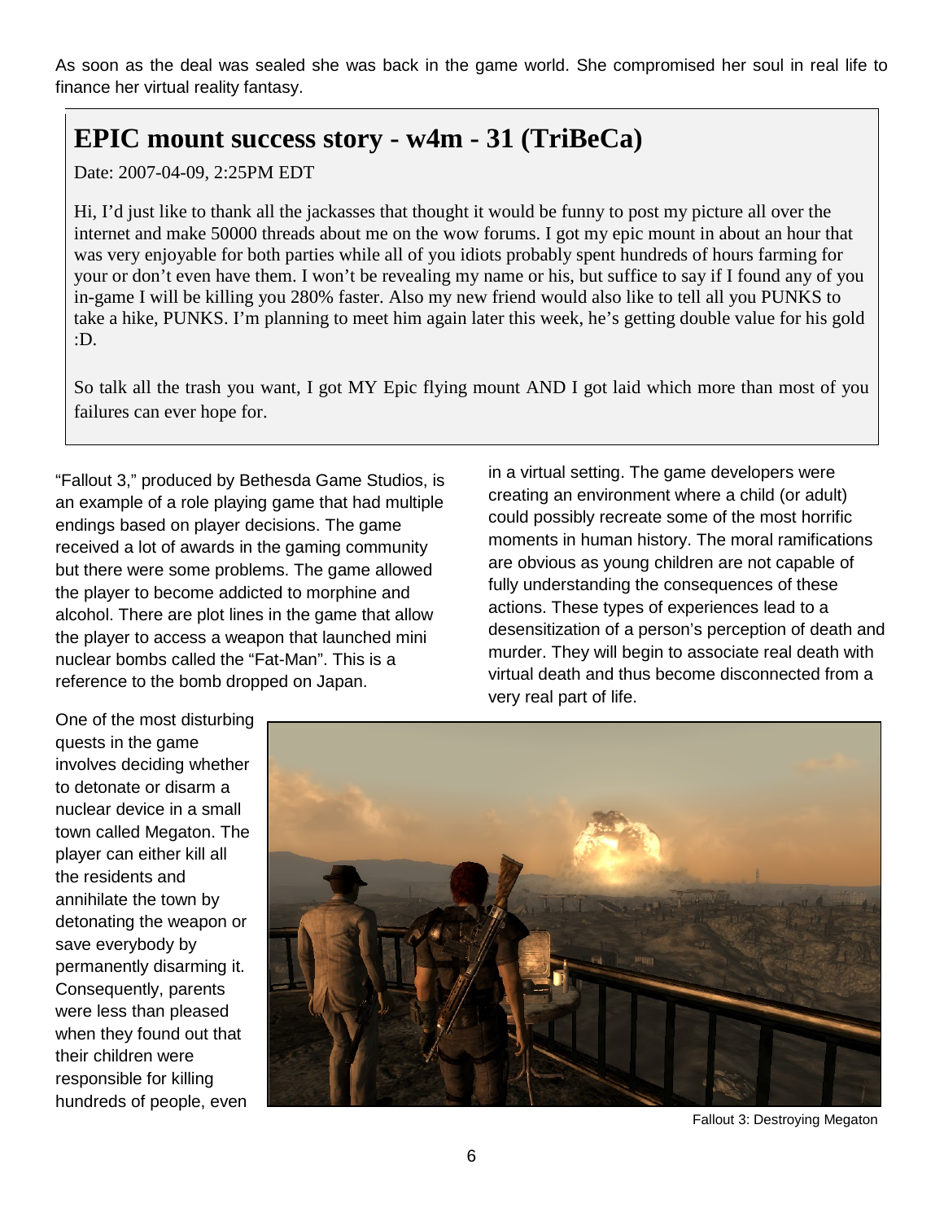As soon as the deal was sealed she was back in the game world. She compromised her soul in real life to finance her virtual reality fantasy.

## EPIC mount success story - w4m - 31 (TriBeCa)

Date: 2007-04-09, 2:25PM EDT

Hi, I'd just like to thank all the jackasses that thought it would be funny to post my picture all over the internet and make 50000 threads about me on the wow forums. I got my epic mount in about an hour that was very enjoyable for both parties while all of you idiots probably spent hundreds of hours farming for your or don't even have them. I won't be revealing my name or his, but suffice to say if I found any of you in-game I will be killing you 280% faster. Also my new friend would also like to tell all you PUNKS to take a hike, PUNKS. I'm planning to meet him again later this week, he's getting double value for his gold :D.

So talk all the trash you want, I got MY Epic flying mount AND I got laid which more than most of you failures can ever hope for.

"Fallout 3," produced by Bethesda Game Studios, is an example of a role playing game that had multiple endings based on player decisions. The game received a lot of awards in the gaming community but there were some problems. The game allowed the player to become addicted to morphine and alcohol. There are plot lines in the game that allow the player to access a weapon that launched mini nuclear bombs called the "Fat-Man". This is a reference to the bomb dropped on Japan.

One of the most disturbing quests in the game involves deciding whether to detonate or disarm a nuclear device in a small town called Megaton. The player can either kill all the residents and annihilate the town by detonating the weapon or save everybody by permanently disarming it. Consequently, parents were less than pleased when they found out that their children were responsible for killing hundreds of people, even in a virtual setting. The game developers were creating an environment where a child (or adult) could possibly recreate some of the most horrific moments in human history. The moral ramifications are obvious as young children are not capable of fully understanding the consequences of these actions. These types of experiences lead to a desensitization of a person's perception of death and murder. They will begin to associate real death with virtual death and thus become disconnected from a very real part of life.

Fallout 3: Destroying Megaton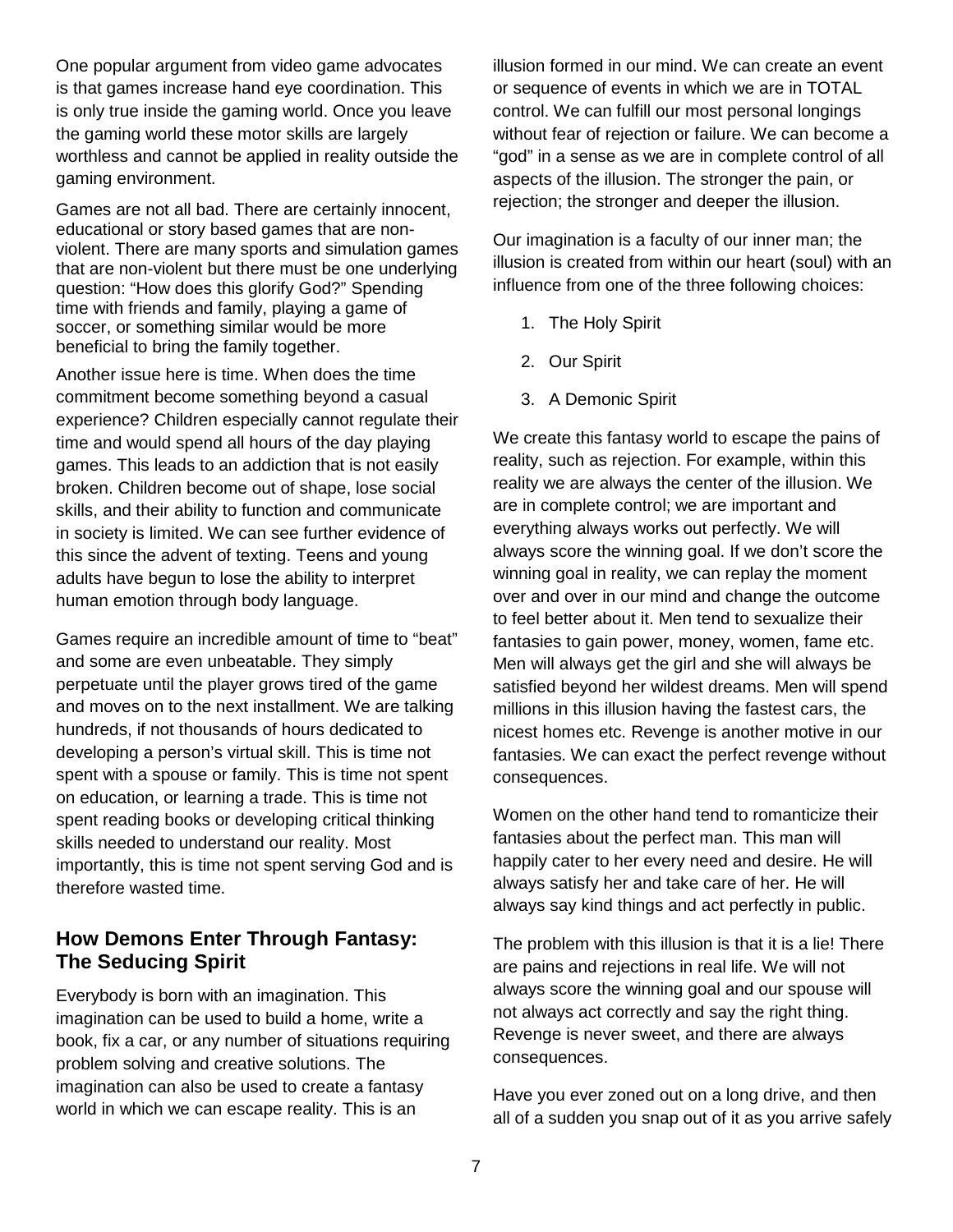One popular argument from video game advocates is that games increase hand eye coordination. This is only true inside the gaming world. Once you leave the gaming world these motor skills are largely worthless and cannot be applied in reality outside the gaming environment.

Games are not all bad. There are certainly innocent, educational or story based games that are non-violent. There are many sports and simulation games that are non-violent but there must be one underlying question: "How does this glorify God?" Spending time with friends and family, playing a game of soccer, or something similar would be more beneficial to bring the family together.

Another issue here is time. When does the time commitment become something beyond a casual experience? Children especially cannot regulate their time and would spend all hours of the day playing games. This leads to an addiction that is not easily broken. Children become out of shape, lose social skills, and their ability to function and communicate in society is limited. We can see further evidence of this since the advent of texting. Teens and young adults have begun to lose the ability to interpret human emotion through body language.

Games require an incredible amount of time to "beat" and some are even unbeatable. They simply perpetuate until the player grows tired of the game and moves on to the next installment. We are talking hundreds, if not thousands of hours dedicated to developing a person's virtual skill. This is time not spent with a spouse or family. This is time not spent on education, or learning a trade. This is time not spent reading books or developing critical thinking skills needed to understand our reality. Most importantly, this is time not spent serving God and is therefore wasted time.

## How Demons Enter Through Fantasy: The Seducing Spirit

Everybody is born with an imagination. This imagination can be used to build a home, write a book, fix a car, or any number of situations requiring problem solving and creative solutions. The imagination can also be used to create a fantasy world in which we can escape reality. This is an illusion formed in our mind. We can create an event or sequence of events in which we are in TOTAL control. We can fulfill our most personal longings without fear of rejection or failure. We can become a "god" in a sense as we are in complete control of all aspects of the illusion. The stronger the pain, or rejection; the stronger and deeper the illusion.

Our imagination is a faculty of our inner man; the illusion is created from within our heart (soul) with an influence from one of the three following choices:

1. The Holy Spirit
2. Our Spirit
3. A Demonic Spirit

We create this fantasy world to escape the pains of reality, such as rejection. For example, within this reality we are always the center of the illusion. We are in complete control; we are important and everything always works out perfectly. We will always score the winning goal. If we don't score the winning goal in reality, we can replay the moment over and over in our mind and change the outcome to feel better about it. Men tend to sexualize their fantasies to gain power, money, women, fame etc. Men will always get the girl and she will always be satisfied beyond her wildest dreams. Men will spend millions in this illusion having the fastest cars, the nicest homes etc. Revenge is another motive in our fantasies. We can exact the perfect revenge without consequences.

Women on the other hand tend to romanticize their fantasies about the perfect man. This man will happily cater to her every need and desire. He will always satisfy her and take care of her. He will always say kind things and act perfectly in public.

The problem with this illusion is that it is a lie! There are pains and rejections in real life. We will not always score the winning goal and our spouse will not always act correctly and say the right thing. Revenge is never sweet, and there are always consequences.

Have you ever zoned out on a long drive, and then all of a sudden you snap out of it as you arrive safely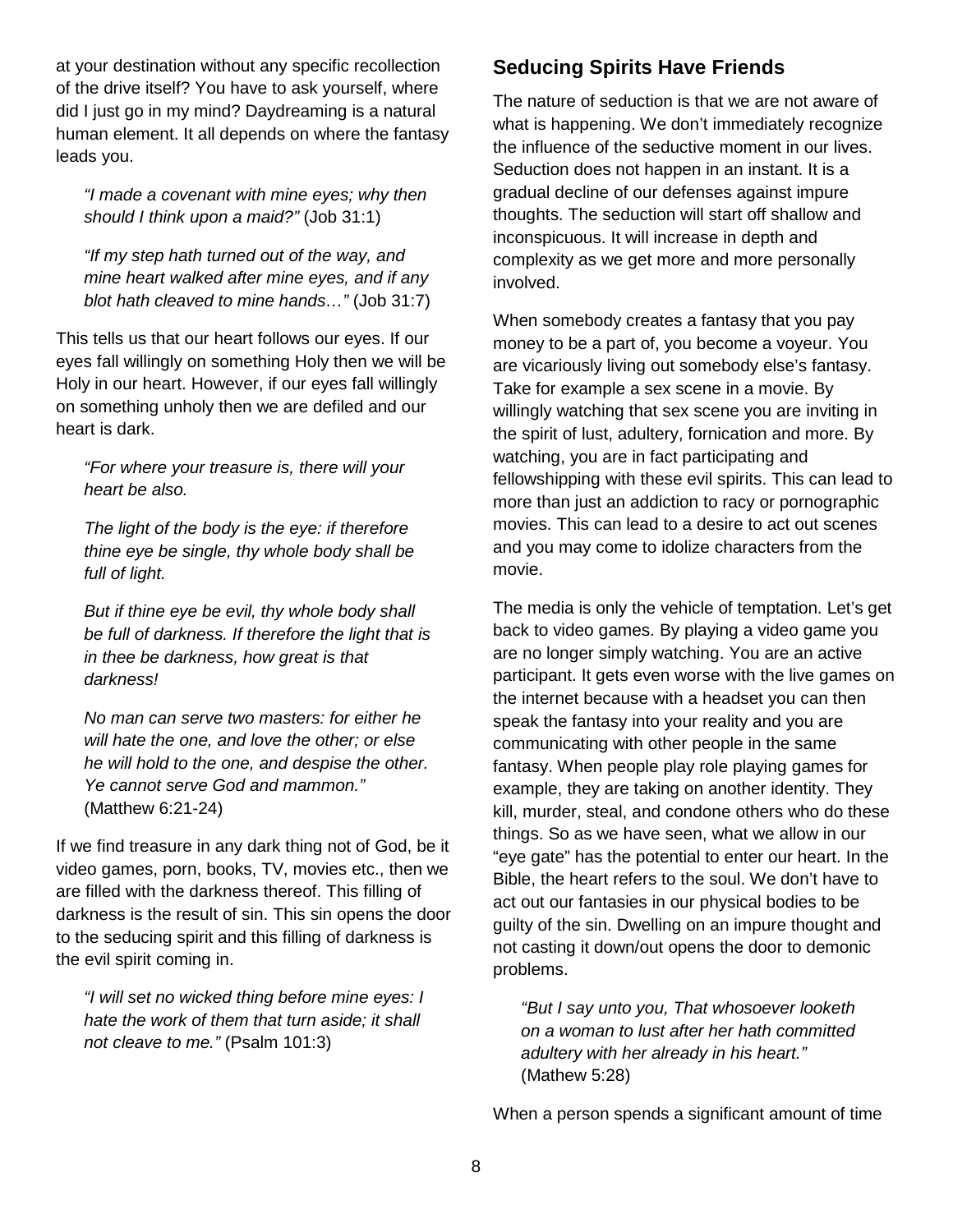at your destination without any specific recollection of the drive itself? You have to ask yourself, where did I just go in my mind? Daydreaming is a natural human element. It all depends on where the fantasy leads you.

> *"I made a covenant with mine eyes; why then should I think upon a maid?"* (Job 31:1)

> *"If my step hath turned out of the way, and mine heart walked after mine eyes, and if any blot hath cleaved to mine hands…"* (Job 31:7)

This tells us that our heart follows our eyes. If our eyes fall willingly on something Holy then we will be Holy in our heart. However, if our eyes fall willingly on something unholy then we are defiled and our heart is dark.

> *"For where your treasure is, there will your heart be also.*
>
> *The light of the body is the eye: if therefore thine eye be single, thy whole body shall be full of light.*
>
> *But if thine eye be evil, thy whole body shall be full of darkness. If therefore the light that is in thee be darkness, how great is that darkness!*
>
> *No man can serve two masters: for either he will hate the one, and love the other; or else he will hold to the one, and despise the other. Ye cannot serve God and mammon."* (Matthew 6:21-24)

If we find treasure in any dark thing not of God, be it video games, porn, books, TV, movies etc., then we are filled with the darkness thereof. This filling of darkness is the result of sin. This sin opens the door to the seducing spirit and this filling of darkness is the evil spirit coming in.

> *"I will set no wicked thing before mine eyes: I hate the work of them that turn aside; it shall not cleave to me."* (Psalm 101:3)

## Seducing Spirits Have Friends

The nature of seduction is that we are not aware of what is happening. We don't immediately recognize the influence of the seductive moment in our lives. Seduction does not happen in an instant. It is a gradual decline of our defenses against impure thoughts. The seduction will start off shallow and inconspicuous. It will increase in depth and complexity as we get more and more personally involved.

When somebody creates a fantasy that you pay money to be a part of, you become a voyeur. You are vicariously living out somebody else's fantasy. Take for example a sex scene in a movie. By willingly watching that sex scene you are inviting in the spirit of lust, adultery, fornication and more. By watching, you are in fact participating and fellowshipping with these evil spirits. This can lead to more than just an addiction to racy or pornographic movies. This can lead to a desire to act out scenes and you may come to idolize characters from the movie.

The media is only the vehicle of temptation. Let's get back to video games. By playing a video game you are no longer simply watching. You are an active participant. It gets even worse with the live games on the internet because with a headset you can then speak the fantasy into your reality and you are communicating with other people in the same fantasy. When people play role playing games for example, they are taking on another identity. They kill, murder, steal, and condone others who do these things. So as we have seen, what we allow in our "eye gate" has the potential to enter our heart. In the Bible, the heart refers to the soul. We don't have to act out our fantasies in our physical bodies to be guilty of the sin. Dwelling on an impure thought and not casting it down/out opens the door to demonic problems.

> *"But I say unto you, That whosoever looketh on a woman to lust after her hath committed adultery with her already in his heart."* (Mathew 5:28)

When a person spends a significant amount of time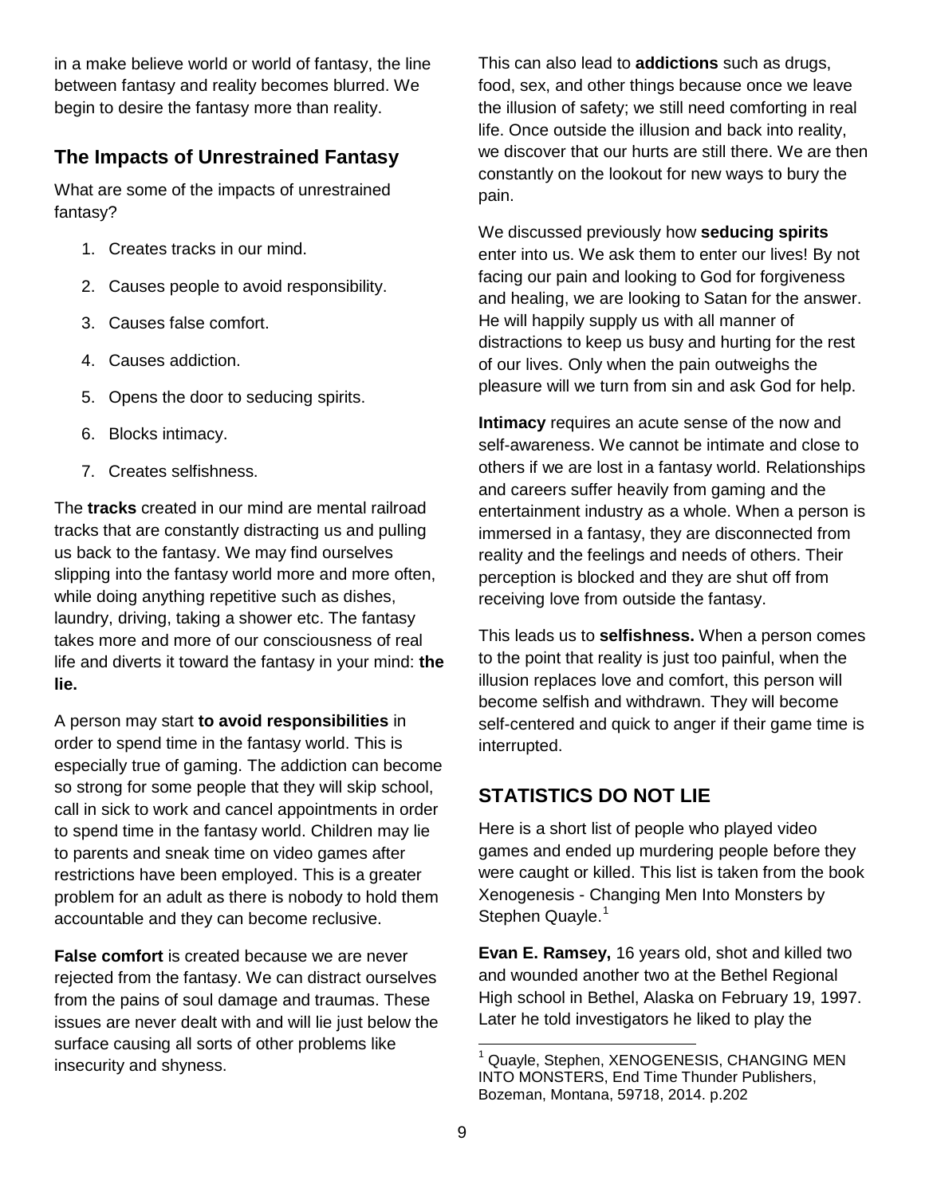in a make believe world or world of fantasy, the line between fantasy and reality becomes blurred. We begin to desire the fantasy more than reality.

## The Impacts of Unrestrained Fantasy

What are some of the impacts of unrestrained fantasy?

1. Creates tracks in our mind.
2. Causes people to avoid responsibility.
3. Causes false comfort.
4. Causes addiction.
5. Opens the door to seducing spirits.
6. Blocks intimacy.
7. Creates selfishness.

The **tracks** created in our mind are mental railroad tracks that are constantly distracting us and pulling us back to the fantasy. We may find ourselves slipping into the fantasy world more and more often, while doing anything repetitive such as dishes, laundry, driving, taking a shower etc. The fantasy takes more and more of our consciousness of real life and diverts it toward the fantasy in your mind: **the lie.**

A person may start **to avoid responsibilities** in order to spend time in the fantasy world. This is especially true of gaming. The addiction can become so strong for some people that they will skip school, call in sick to work and cancel appointments in order to spend time in the fantasy world. Children may lie to parents and sneak time on video games after restrictions have been employed. This is a greater problem for an adult as there is nobody to hold them accountable and they can become reclusive.

**False comfort** is created because we are never rejected from the fantasy. We can distract ourselves from the pains of soul damage and traumas. These issues are never dealt with and will lie just below the surface causing all sorts of other problems like insecurity and shyness.

This can also lead to **addictions** such as drugs, food, sex, and other things because once we leave the illusion of safety; we still need comforting in real life. Once outside the illusion and back into reality, we discover that our hurts are still there. We are then constantly on the lookout for new ways to bury the pain.

We discussed previously how **seducing spirits** enter into us. We ask them to enter our lives! By not facing our pain and looking to God for forgiveness and healing, we are looking to Satan for the answer. He will happily supply us with all manner of distractions to keep us busy and hurting for the rest of our lives. Only when the pain outweighs the pleasure will we turn from sin and ask God for help.

**Intimacy** requires an acute sense of the now and self-awareness. We cannot be intimate and close to others if we are lost in a fantasy world. Relationships and careers suffer heavily from gaming and the entertainment industry as a whole. When a person is immersed in a fantasy, they are disconnected from reality and the feelings and needs of others. Their perception is blocked and they are shut off from receiving love from outside the fantasy.

This leads us to **selfishness.** When a person comes to the point that reality is just too painful, when the illusion replaces love and comfort, this person will become selfish and withdrawn. They will become self-centered and quick to anger if their game time is interrupted.

## STATISTICS DO NOT LIE

Here is a short list of people who played video games and ended up murdering people before they were caught or killed. This list is taken from the book Xenogenesis - Changing Men Into Monsters by Stephen Quayle.[1]

**Evan E. Ramsey,** 16 years old, shot and killed two and wounded another two at the Bethel Regional High school in Bethel, Alaska on February 19, 1997. Later he told investigators he liked to play the

---

[1] Quayle, Stephen, XENOGENESIS, CHANGING MEN INTO MONSTERS, End Time Thunder Publishers, Bozeman, Montana, 59718, 2014. p.202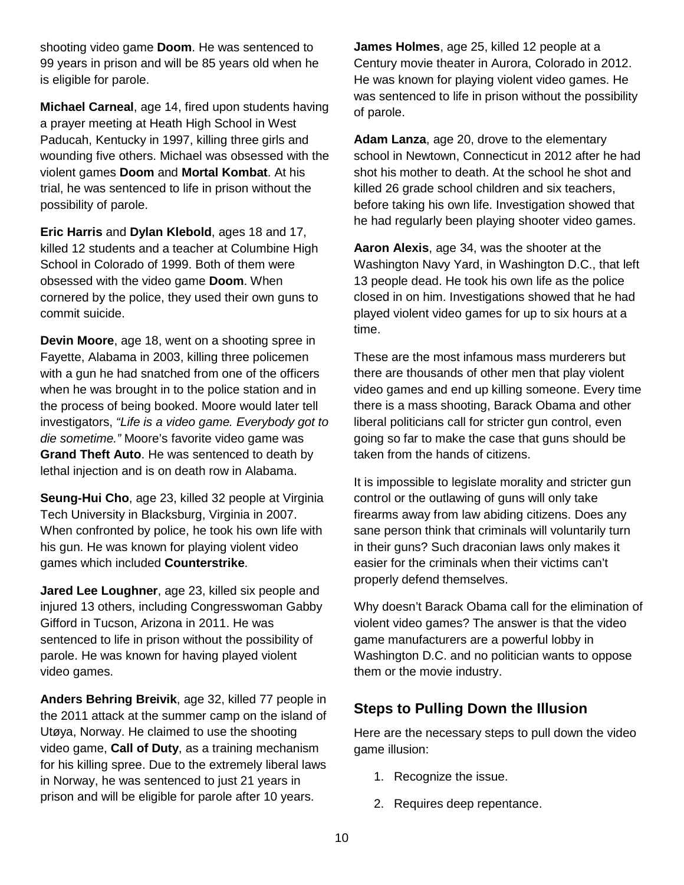shooting video game **Doom**. He was sentenced to 99 years in prison and will be 85 years old when he is eligible for parole.

**Michael Carneal**, age 14, fired upon students having a prayer meeting at Heath High School in West Paducah, Kentucky in 1997, killing three girls and wounding five others. Michael was obsessed with the violent games **Doom** and **Mortal Kombat**. At his trial, he was sentenced to life in prison without the possibility of parole.

**Eric Harris** and **Dylan Klebold**, ages 18 and 17, killed 12 students and a teacher at Columbine High School in Colorado of 1999. Both of them were obsessed with the video game **Doom**. When cornered by the police, they used their own guns to commit suicide.

**Devin Moore**, age 18, went on a shooting spree in Fayette, Alabama in 2003, killing three policemen with a gun he had snatched from one of the officers when he was brought in to the police station and in the process of being booked. Moore would later tell investigators, *"Life is a video game. Everybody got to die sometime."* Moore's favorite video game was **Grand Theft Auto**. He was sentenced to death by lethal injection and is on death row in Alabama.

**Seung-Hui Cho**, age 23, killed 32 people at Virginia Tech University in Blacksburg, Virginia in 2007. When confronted by police, he took his own life with his gun. He was known for playing violent video games which included **Counterstrike**.

**Jared Lee Loughner**, age 23, killed six people and injured 13 others, including Congresswoman Gabby Gifford in Tucson, Arizona in 2011. He was sentenced to life in prison without the possibility of parole. He was known for having played violent video games.

**Anders Behring Breivik**, age 32, killed 77 people in the 2011 attack at the summer camp on the island of Utøya, Norway. He claimed to use the shooting video game, **Call of Duty**, as a training mechanism for his killing spree. Due to the extremely liberal laws in Norway, he was sentenced to just 21 years in prison and will be eligible for parole after 10 years.

**James Holmes**, age 25, killed 12 people at a Century movie theater in Aurora, Colorado in 2012. He was known for playing violent video games. He was sentenced to life in prison without the possibility of parole.

**Adam Lanza**, age 20, drove to the elementary school in Newtown, Connecticut in 2012 after he had shot his mother to death. At the school he shot and killed 26 grade school children and six teachers, before taking his own life. Investigation showed that he had regularly been playing shooter video games.

**Aaron Alexis**, age 34, was the shooter at the Washington Navy Yard, in Washington D.C., that left 13 people dead. He took his own life as the police closed in on him. Investigations showed that he had played violent video games for up to six hours at a time.

These are the most infamous mass murderers but there are thousands of other men that play violent video games and end up killing someone. Every time there is a mass shooting, Barack Obama and other liberal politicians call for stricter gun control, even going so far to make the case that guns should be taken from the hands of citizens.

It is impossible to legislate morality and stricter gun control or the outlawing of guns will only take firearms away from law abiding citizens. Does any sane person think that criminals will voluntarily turn in their guns? Such draconian laws only makes it easier for the criminals when their victims can't properly defend themselves.

Why doesn't Barack Obama call for the elimination of violent video games? The answer is that the video game manufacturers are a powerful lobby in Washington D.C. and no politician wants to oppose them or the movie industry.

## Steps to Pulling Down the Illusion

Here are the necessary steps to pull down the video game illusion:

1. Recognize the issue.
2. Requires deep repentance.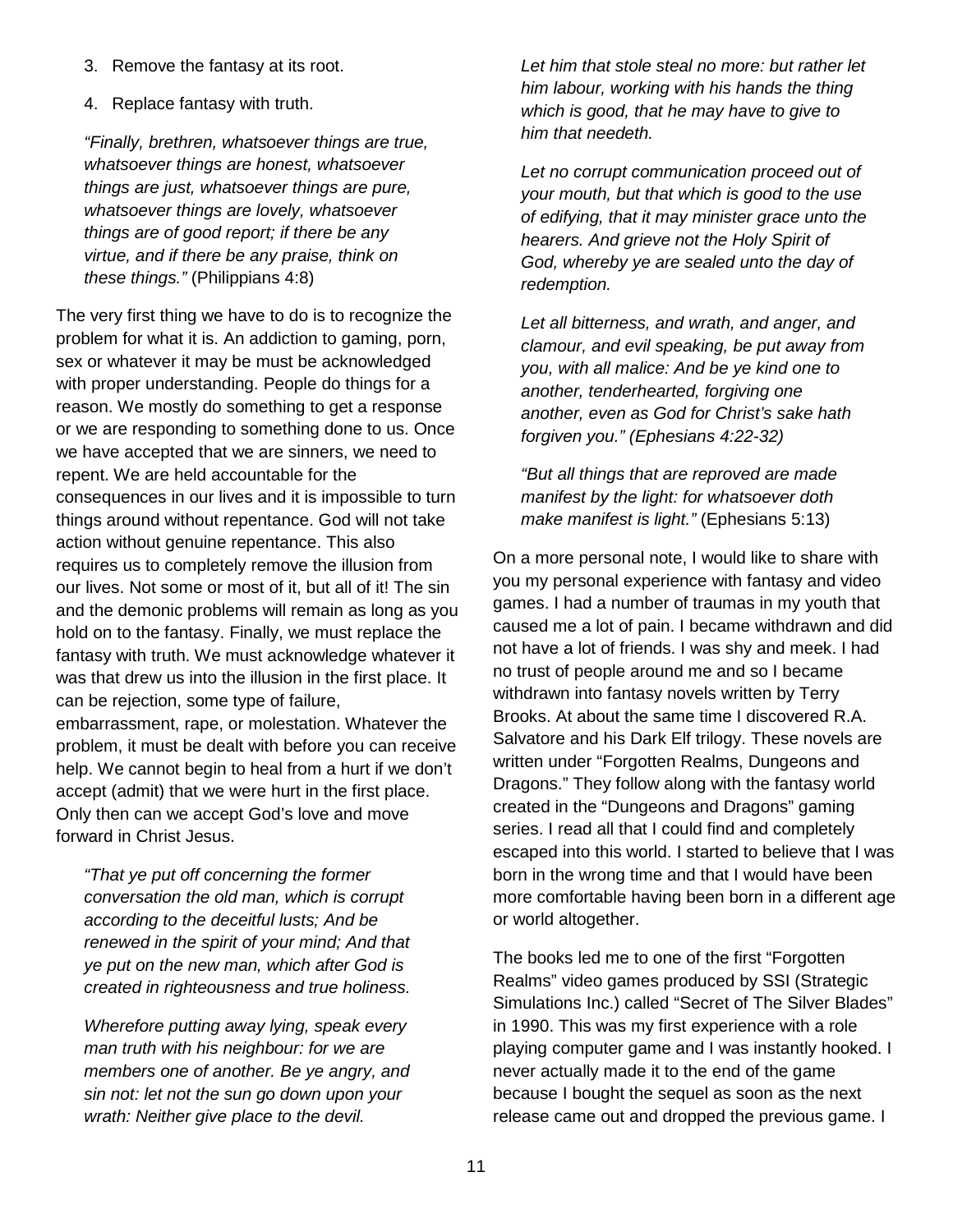3. Remove the fantasy at its root.
4. Replace fantasy with truth.

> *"Finally, brethren, whatsoever things are true, whatsoever things are honest, whatsoever things are just, whatsoever things are pure, whatsoever things are lovely, whatsoever things are of good report; if there be any virtue, and if there be any praise, think on these things."* (Philippians 4:8)

The very first thing we have to do is to recognize the problem for what it is. An addiction to gaming, porn, sex or whatever it may be must be acknowledged with proper understanding. People do things for a reason. We mostly do something to get a response or we are responding to something done to us. Once we have accepted that we are sinners, we need to repent. We are held accountable for the consequences in our lives and it is impossible to turn things around without repentance. God will not take action without genuine repentance. This also requires us to completely remove the illusion from our lives. Not some or most of it, but all of it! The sin and the demonic problems will remain as long as you hold on to the fantasy. Finally, we must replace the fantasy with truth. We must acknowledge whatever it was that drew us into the illusion in the first place. It can be rejection, some type of failure, embarrassment, rape, or molestation. Whatever the problem, it must be dealt with before you can receive help. We cannot begin to heal from a hurt if we don't accept (admit) that we were hurt in the first place. Only then can we accept God's love and move forward in Christ Jesus.

> *"That ye put off concerning the former conversation the old man, which is corrupt according to the deceitful lusts; And be renewed in the spirit of your mind; And that ye put on the new man, which after God is created in righteousness and true holiness.*
>
> *Wherefore putting away lying, speak every man truth with his neighbour: for we are members one of another. Be ye angry, and sin not: let not the sun go down upon your wrath: Neither give place to the devil.*
>
> *Let him that stole steal no more: but rather let him labour, working with his hands the thing which is good, that he may have to give to him that needeth.*
>
> *Let no corrupt communication proceed out of your mouth, but that which is good to the use of edifying, that it may minister grace unto the hearers. And grieve not the Holy Spirit of God, whereby ye are sealed unto the day of redemption.*
>
> *Let all bitterness, and wrath, and anger, and clamour, and evil speaking, be put away from you, with all malice: And be ye kind one to another, tenderhearted, forgiving one another, even as God for Christ's sake hath forgiven you." (Ephesians 4:22-32)*
>
> *"But all things that are reproved are made manifest by the light: for whatsoever doth make manifest is light."* (Ephesians 5:13)

On a more personal note, I would like to share with you my personal experience with fantasy and video games. I had a number of traumas in my youth that caused me a lot of pain. I became withdrawn and did not have a lot of friends. I was shy and meek. I had no trust of people around me and so I became withdrawn into fantasy novels written by Terry Brooks. At about the same time I discovered R.A. Salvatore and his Dark Elf trilogy. These novels are written under "Forgotten Realms, Dungeons and Dragons." They follow along with the fantasy world created in the "Dungeons and Dragons" gaming series. I read all that I could find and completely escaped into this world. I started to believe that I was born in the wrong time and that I would have been more comfortable having been born in a different age or world altogether.

The books led me to one of the first "Forgotten Realms" video games produced by SSI (Strategic Simulations Inc.) called "Secret of The Silver Blades" in 1990. This was my first experience with a role playing computer game and I was instantly hooked. I never actually made it to the end of the game because I bought the sequel as soon as the next release came out and dropped the previous game. I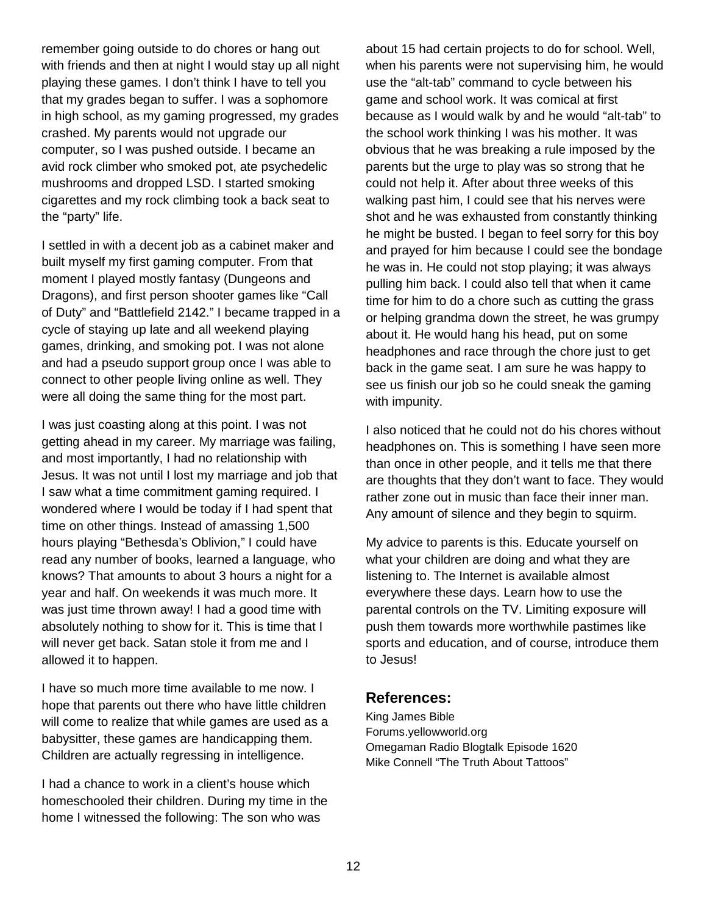remember going outside to do chores or hang out with friends and then at night I would stay up all night playing these games. I don't think I have to tell you that my grades began to suffer. I was a sophomore in high school, as my gaming progressed, my grades crashed. My parents would not upgrade our computer, so I was pushed outside. I became an avid rock climber who smoked pot, ate psychedelic mushrooms and dropped LSD. I started smoking cigarettes and my rock climbing took a back seat to the "party" life.

I settled in with a decent job as a cabinet maker and built myself my first gaming computer. From that moment I played mostly fantasy (Dungeons and Dragons), and first person shooter games like "Call of Duty" and "Battlefield 2142." I became trapped in a cycle of staying up late and all weekend playing games, drinking, and smoking pot. I was not alone and had a pseudo support group once I was able to connect to other people living online as well. They were all doing the same thing for the most part.

I was just coasting along at this point. I was not getting ahead in my career. My marriage was failing, and most importantly, I had no relationship with Jesus. It was not until I lost my marriage and job that I saw what a time commitment gaming required. I wondered where I would be today if I had spent that time on other things. Instead of amassing 1,500 hours playing "Bethesda's Oblivion," I could have read any number of books, learned a language, who knows? That amounts to about 3 hours a night for a year and half. On weekends it was much more. It was just time thrown away! I had a good time with absolutely nothing to show for it. This is time that I will never get back. Satan stole it from me and I allowed it to happen.

I have so much more time available to me now. I hope that parents out there who have little children will come to realize that while games are used as a babysitter, these games are handicapping them. Children are actually regressing in intelligence.

I had a chance to work in a client's house which homeschooled their children. During my time in the home I witnessed the following: The son who was about 15 had certain projects to do for school. Well, when his parents were not supervising him, he would use the "alt-tab" command to cycle between his game and school work. It was comical at first because as I would walk by and he would "alt-tab" to the school work thinking I was his mother. It was obvious that he was breaking a rule imposed by the parents but the urge to play was so strong that he could not help it. After about three weeks of this walking past him, I could see that his nerves were shot and he was exhausted from constantly thinking he might be busted. I began to feel sorry for this boy and prayed for him because I could see the bondage he was in. He could not stop playing; it was always pulling him back. I could also tell that when it came time for him to do a chore such as cutting the grass or helping grandma down the street, he was grumpy about it. He would hang his head, put on some headphones and race through the chore just to get back in the game seat. I am sure he was happy to see us finish our job so he could sneak the gaming with impunity.

I also noticed that he could not do his chores without headphones on. This is something I have seen more than once in other people, and it tells me that there are thoughts that they don't want to face. They would rather zone out in music than face their inner man. Any amount of silence and they begin to squirm.

My advice to parents is this. Educate yourself on what your children are doing and what they are listening to. The Internet is available almost everywhere these days. Learn how to use the parental controls on the TV. Limiting exposure will push them towards more worthwhile pastimes like sports and education, and of course, introduce them to Jesus!

## References:

King James Bible
Forums.yellowworld.org
Omegaman Radio Blogtalk Episode 1620
Mike Connell "The Truth About Tattoos"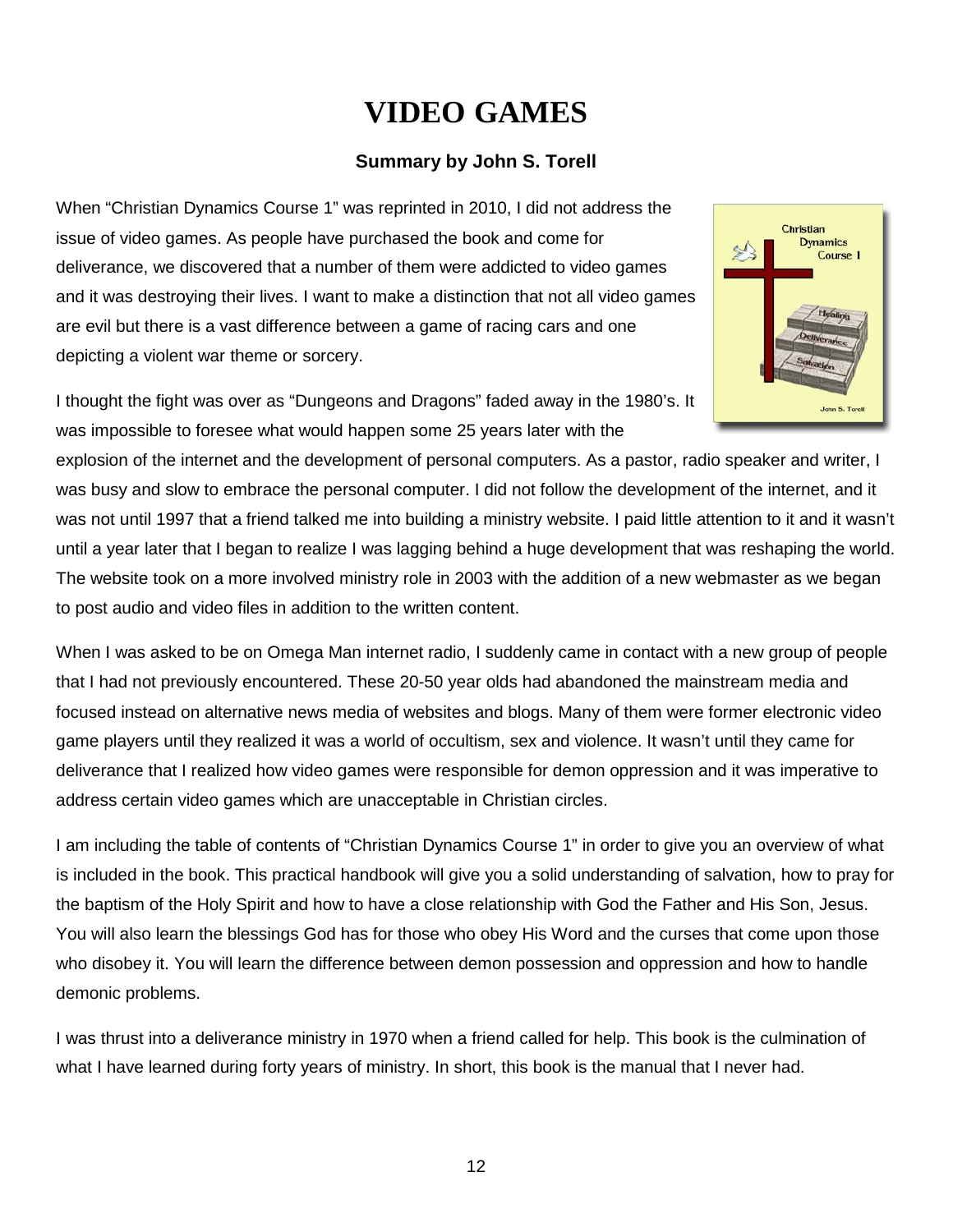# VIDEO GAMES

### Summary by John S. Torell

When "Christian Dynamics Course 1" was reprinted in 2010, I did not address the issue of video games. As people have purchased the book and come for deliverance, we discovered that a number of them were addicted to video games and it was destroying their lives. I want to make a distinction that not all video games are evil but there is a vast difference between a game of racing cars and one depicting a violent war theme or sorcery.

I thought the fight was over as "Dungeons and Dragons" faded away in the 1980's. It was impossible to foresee what would happen some 25 years later with the explosion of the internet and the development of personal computers. As a pastor, radio speaker and writer, I was busy and slow to embrace the personal computer. I did not follow the development of the internet, and it was not until 1997 that a friend talked me into building a ministry website. I paid little attention to it and it wasn't until a year later that I began to realize I was lagging behind a huge development that was reshaping the world. The website took on a more involved ministry role in 2003 with the addition of a new webmaster as we began to post audio and video files in addition to the written content.

When I was asked to be on Omega Man internet radio, I suddenly came in contact with a new group of people that I had not previously encountered. These 20-50 year olds had abandoned the mainstream media and focused instead on alternative news media of websites and blogs. Many of them were former electronic video game players until they realized it was a world of occultism, sex and violence. It wasn't until they came for deliverance that I realized how video games were responsible for demon oppression and it was imperative to address certain video games which are unacceptable in Christian circles.

I am including the table of contents of "Christian Dynamics Course 1" in order to give you an overview of what is included in the book. This practical handbook will give you a solid understanding of salvation, how to pray for the baptism of the Holy Spirit and how to have a close relationship with God the Father and His Son, Jesus. You will also learn the blessings God has for those who obey His Word and the curses that come upon those who disobey it. You will learn the difference between demon possession and oppression and how to handle demonic problems.

I was thrust into a deliverance ministry in 1970 when a friend called for help. This book is the culmination of what I have learned during forty years of ministry. In short, this book is the manual that I never had.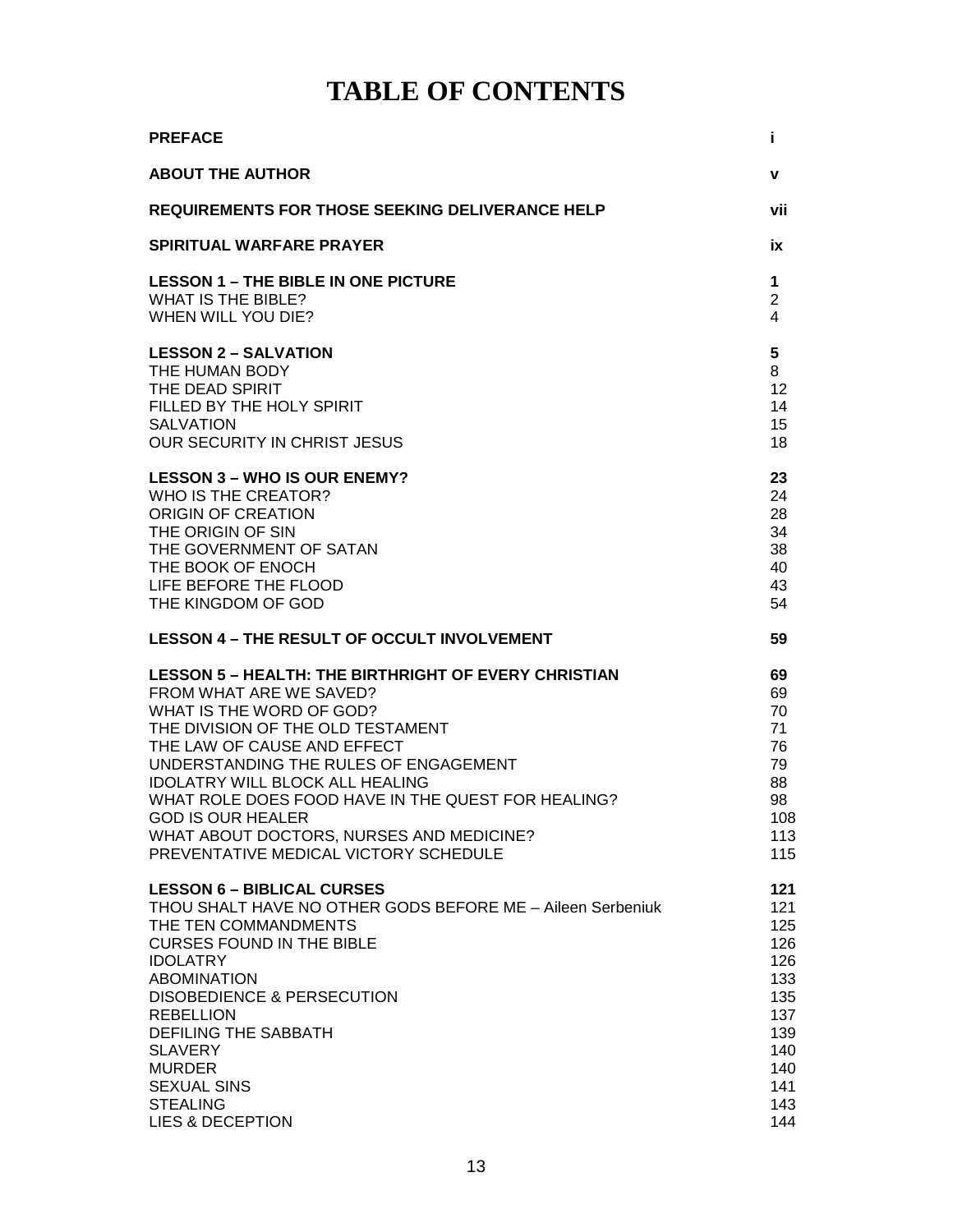# TABLE OF CONTENTS

| | |
|---|---|
| **PREFACE** | **i** |
| **ABOUT THE AUTHOR** | **v** |
| **REQUIREMENTS FOR THOSE SEEKING DELIVERANCE HELP** | **vii** |
| **SPIRITUAL WARFARE PRAYER** | **ix** |
| **LESSON 1 – THE BIBLE IN ONE PICTURE** | **1** |
| WHAT IS THE BIBLE? | 2 |
| WHEN WILL YOU DIE? | 4 |
| **LESSON 2 – SALVATION** | **5** |
| THE HUMAN BODY | 8 |
| THE DEAD SPIRIT | 12 |
| FILLED BY THE HOLY SPIRIT | 14 |
| SALVATION | 15 |
| OUR SECURITY IN CHRIST JESUS | 18 |
| **LESSON 3 – WHO IS OUR ENEMY?** | **23** |
| WHO IS THE CREATOR? | 24 |
| ORIGIN OF CREATION | 28 |
| THE ORIGIN OF SIN | 34 |
| THE GOVERNMENT OF SATAN | 38 |
| THE BOOK OF ENOCH | 40 |
| LIFE BEFORE THE FLOOD | 43 |
| THE KINGDOM OF GOD | 54 |
| **LESSON 4 – THE RESULT OF OCCULT INVOLVEMENT** | **59** |
| **LESSON 5 – HEALTH: THE BIRTHRIGHT OF EVERY CHRISTIAN** | **69** |
| FROM WHAT ARE WE SAVED? | 69 |
| WHAT IS THE WORD OF GOD? | 70 |
| THE DIVISION OF THE OLD TESTAMENT | 71 |
| THE LAW OF CAUSE AND EFFECT | 76 |
| UNDERSTANDING THE RULES OF ENGAGEMENT | 79 |
| IDOLATRY WILL BLOCK ALL HEALING | 88 |
| WHAT ROLE DOES FOOD HAVE IN THE QUEST FOR HEALING? | 98 |
| GOD IS OUR HEALER | 108 |
| WHAT ABOUT DOCTORS, NURSES AND MEDICINE? | 113 |
| PREVENTATIVE MEDICAL VICTORY SCHEDULE | 115 |
| **LESSON 6 – BIBLICAL CURSES** | **121** |
| THOU SHALT HAVE NO OTHER GODS BEFORE ME – Aileen Serbeniuk | 121 |
| THE TEN COMMANDMENTS | 125 |
| CURSES FOUND IN THE BIBLE | 126 |
| IDOLATRY | 126 |
| ABOMINATION | 133 |
| DISOBEDIENCE & PERSECUTION | 135 |
| REBELLION | 137 |
| DEFILING THE SABBATH | 139 |
| SLAVERY | 140 |
| MURDER | 140 |
| SEXUAL SINS | 141 |
| STEALING | 143 |
| LIES & DECEPTION | 144 |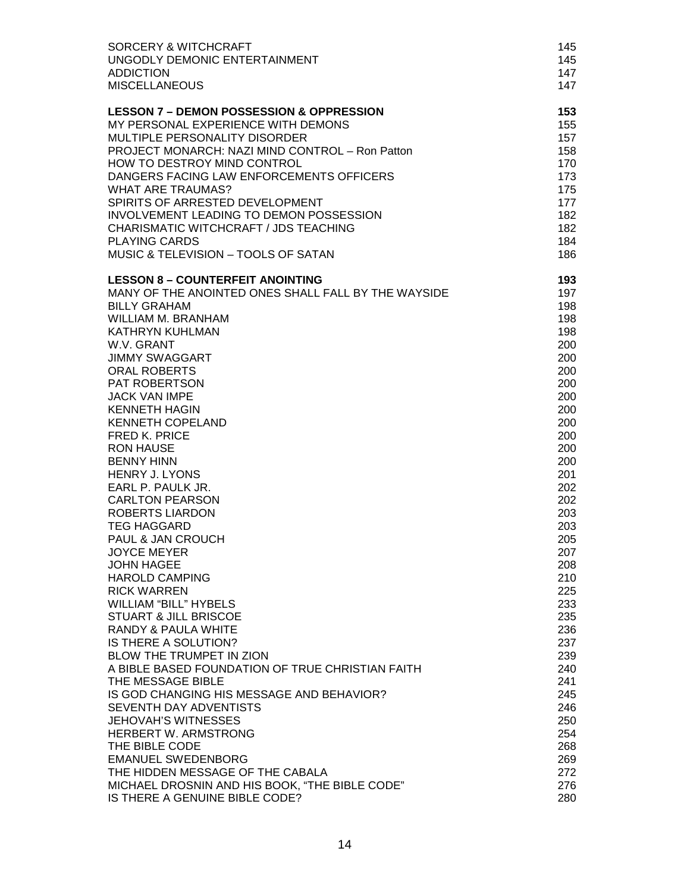| | |
|---|---|
| SORCERY & WITCHCRAFT | 145 |
| UNGODLY DEMONIC ENTERTAINMENT | 145 |
| ADDICTION | 147 |
| MISCELLANEOUS | 147 |
| | |
| **LESSON 7 – DEMON POSSESSION & OPPRESSION** | **153** |
| MY PERSONAL EXPERIENCE WITH DEMONS | 155 |
| MULTIPLE PERSONALITY DISORDER | 157 |
| PROJECT MONARCH: NAZI MIND CONTROL – Ron Patton | 158 |
| HOW TO DESTROY MIND CONTROL | 170 |
| DANGERS FACING LAW ENFORCEMENTS OFFICERS | 173 |
| WHAT ARE TRAUMAS? | 175 |
| SPIRITS OF ARRESTED DEVELOPMENT | 177 |
| INVOLVEMENT LEADING TO DEMON POSSESSION | 182 |
| CHARISMATIC WITCHCRAFT / JDS TEACHING | 182 |
| PLAYING CARDS | 184 |
| MUSIC & TELEVISION – TOOLS OF SATAN | 186 |
| | |
| **LESSON 8 – COUNTERFEIT ANOINTING** | **193** |
| MANY OF THE ANOINTED ONES SHALL FALL BY THE WAYSIDE | 197 |
| BILLY GRAHAM | 198 |
| WILLIAM M. BRANHAM | 198 |
| KATHRYN KUHLMAN | 198 |
| W.V. GRANT | 200 |
| JIMMY SWAGGART | 200 |
| ORAL ROBERTS | 200 |
| PAT ROBERTSON | 200 |
| JACK VAN IMPE | 200 |
| KENNETH HAGIN | 200 |
| KENNETH COPELAND | 200 |
| FRED K. PRICE | 200 |
| RON HAUSE | 200 |
| BENNY HINN | 200 |
| HENRY J. LYONS | 201 |
| EARL P. PAULK JR. | 202 |
| CARLTON PEARSON | 202 |
| ROBERTS LIARDON | 203 |
| TEG HAGGARD | 203 |
| PAUL & JAN CROUCH | 205 |
| JOYCE MEYER | 207 |
| JOHN HAGEE | 208 |
| HAROLD CAMPING | 210 |
| RICK WARREN | 225 |
| WILLIAM “BILL” HYBELS | 233 |
| STUART & JILL BRISCOE | 235 |
| RANDY & PAULA WHITE | 236 |
| IS THERE A SOLUTION? | 237 |
| BLOW THE TRUMPET IN ZION | 239 |
| A BIBLE BASED FOUNDATION OF TRUE CHRISTIAN FAITH | 240 |
| THE MESSAGE BIBLE | 241 |
| IS GOD CHANGING HIS MESSAGE AND BEHAVIOR? | 245 |
| SEVENTH DAY ADVENTISTS | 246 |
| JEHOVAH’S WITNESSES | 250 |
| HERBERT W. ARMSTRONG | 254 |
| THE BIBLE CODE | 268 |
| EMANUEL SWEDENBORG | 269 |
| THE HIDDEN MESSAGE OF THE CABALA | 272 |
| MICHAEL DROSNIN AND HIS BOOK, “THE BIBLE CODE” | 276 |
| IS THERE A GENUINE BIBLE CODE? | 280 |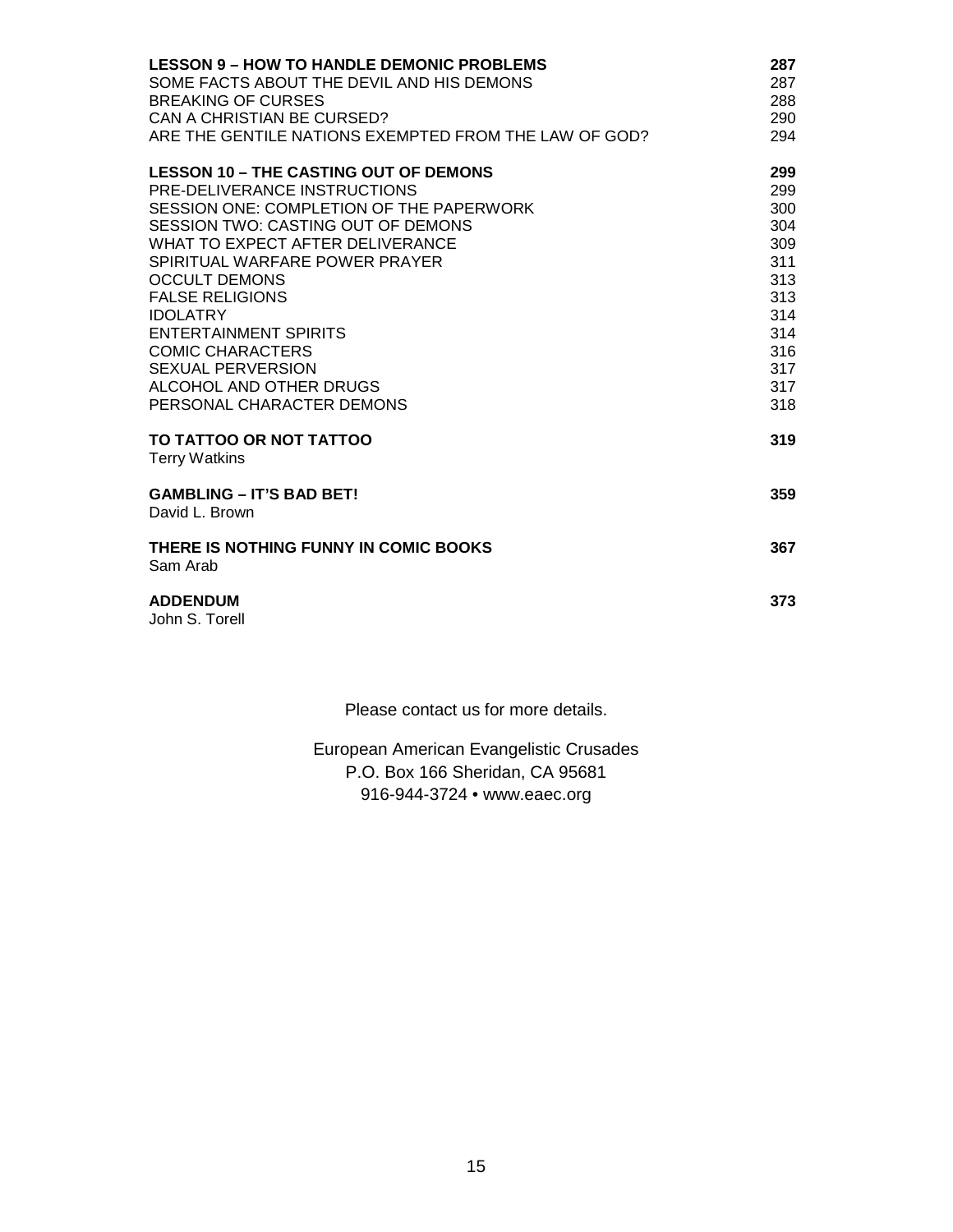| | |
|---|---|
| **LESSON 9 – HOW TO HANDLE DEMONIC PROBLEMS** | **287** |
| SOME FACTS ABOUT THE DEVIL AND HIS DEMONS | 287 |
| BREAKING OF CURSES | 288 |
| CAN A CHRISTIAN BE CURSED? | 290 |
| ARE THE GENTILE NATIONS EXEMPTED FROM THE LAW OF GOD? | 294 |
| **LESSON 10 – THE CASTING OUT OF DEMONS** | **299** |
| PRE-DELIVERANCE INSTRUCTIONS | 299 |
| SESSION ONE: COMPLETION OF THE PAPERWORK | 300 |
| SESSION TWO: CASTING OUT OF DEMONS | 304 |
| WHAT TO EXPECT AFTER DELIVERANCE | 309 |
| SPIRITUAL WARFARE POWER PRAYER | 311 |
| OCCULT DEMONS | 313 |
| FALSE RELIGIONS | 313 |
| IDOLATRY | 314 |
| ENTERTAINMENT SPIRITS | 314 |
| COMIC CHARACTERS | 316 |
| SEXUAL PERVERSION | 317 |
| ALCOHOL AND OTHER DRUGS | 317 |
| PERSONAL CHARACTER DEMONS | 318 |
| **TO TATTOO OR NOT TATTOO**<br>Terry Watkins | **319** |
| **GAMBLING – IT'S BAD BET!**<br>David L. Brown | **359** |
| **THERE IS NOTHING FUNNY IN COMIC BOOKS**<br>Sam Arab | **367** |
| **ADDENDUM**<br>John S. Torell | **373** |

Please contact us for more details.

European American Evangelistic Crusades
P.O. Box 166 Sheridan, CA 95681
916-944-3724 • www.eaec.org